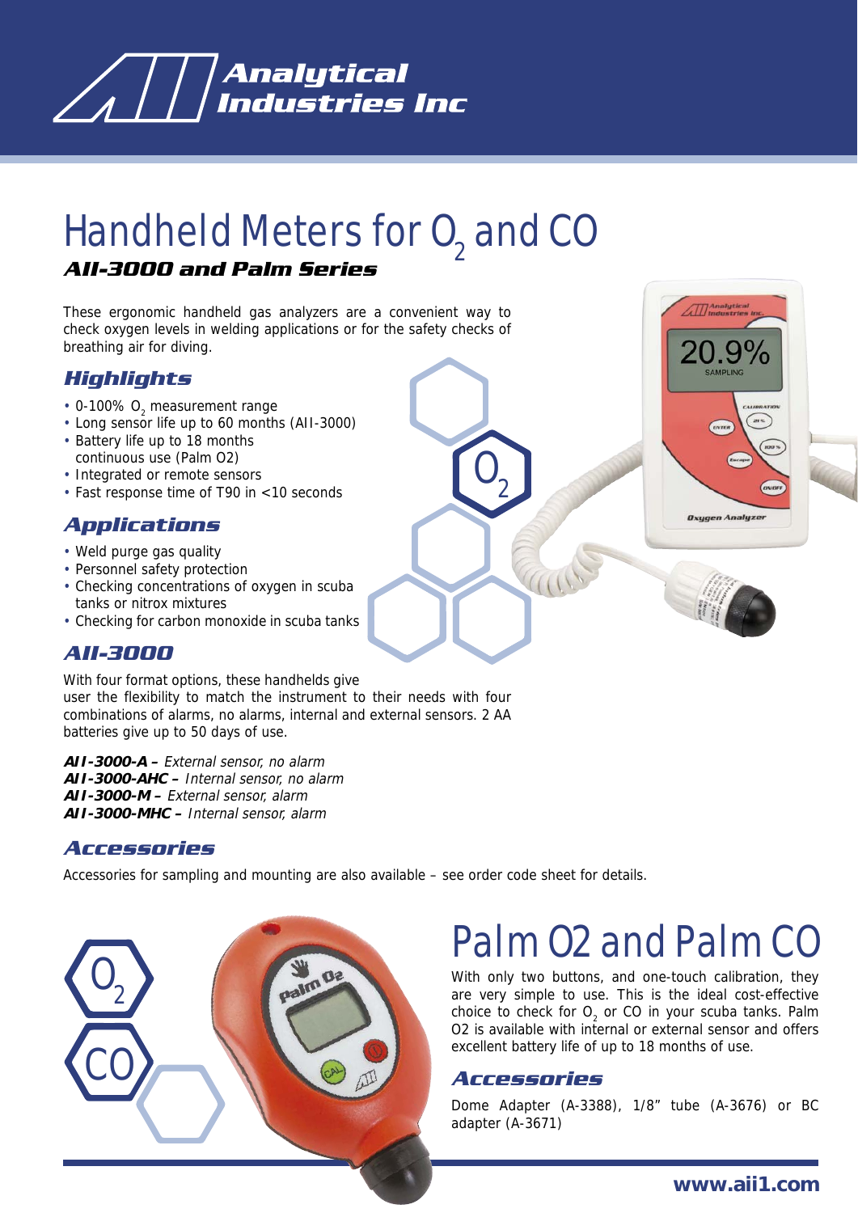# Analytical Industries Inc

# Handheld Meters for $O_2$ and CO

### *AII-3000 and Palm Series*

These ergonomic handheld gas analyzers are a convenient way to check oxygen levels in welding applications or for the safety checks of breathing air for diving.

## Highlights

- 0-100% $O_2$ measurement range
- Long sensor life up to 60 months (AII-3000)
- Battery life up to 18 months continuous use (Palm O2)
- Integrated or remote sensors
- Fast response time of T90 in <10 seconds

## Applications

- Weld purge gas quality
- Personnel safety protection
- Checking concentrations of oxygen in scuba tanks or nitrox mixtures
- Checking for carbon monoxide in scuba tanks

## AII-3000

With four format options, these handhelds give user the flexibility to match the instrument to their needs with four combinations of alarms, no alarms, internal and external sensors. 2 AA batteries give up to 50 days of use.

***AII-3000-A –*** *External sensor, no alarm*
***AII-3000-AHC –*** *Internal sensor, no alarm*
***AII-3000-M –*** *External sensor, alarm*
***AII-3000-MHC –*** *Internal sensor, alarm*

## Accessories

Accessories for sampling and mounting are also available – see order code sheet for details.

# Palm O2 and Palm CO

With only two buttons, and one-touch calibration, they are very simple to use. This is the ideal cost-effective choice to check for $O_2$ or CO in your scuba tanks. Palm O2 is available with internal or external sensor and offers excellent battery life of up to 18 months of use.

## Accessories

Dome Adapter (A-3388), 1/8" tube (A-3676) or BC adapter (A-3671)

**www.aii1.com**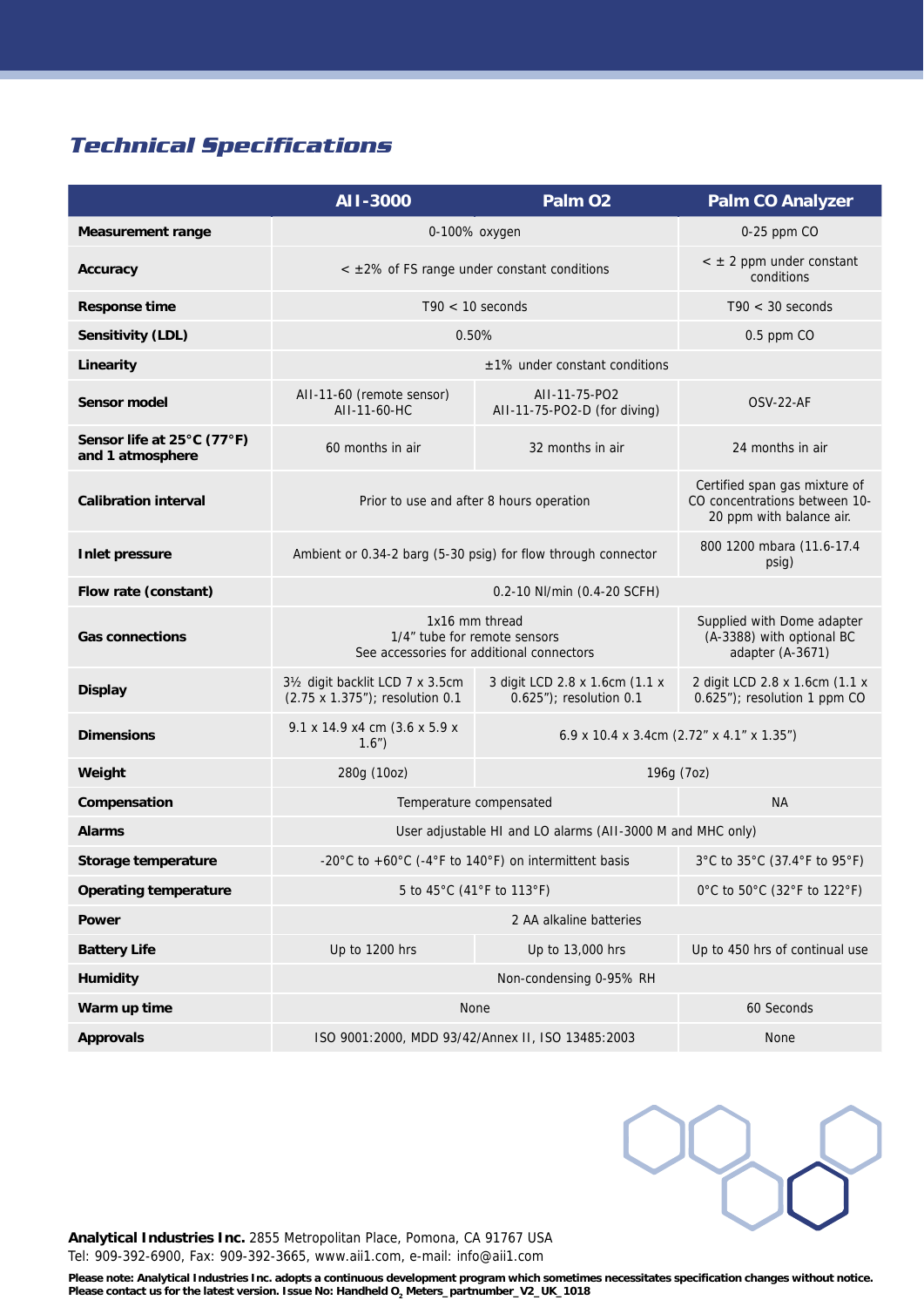## Technical Specifications

| | AII-3000 | Palm O2 | Palm CO Analyzer |
|---|---|---|---|
| **Measurement range** | 0-100% oxygen | | 0-25 ppm CO |
| **Accuracy** | < ±2% of FS range under constant conditions | | < ± 2 ppm under constant conditions |
| **Response time** | T90 < 10 seconds | | T90 < 30 seconds |
| **Sensitivity (LDL)** | 0.50% | | 0.5 ppm CO |
| **Linearity** | ±1% under constant conditions | | |
| **Sensor model** | AII-11-60 (remote sensor) AII-11-60-HC | AII-11-75-PO2 AII-11-75-PO2-D (for diving) | OSV-22-AF |
| **Sensor life at 25°C (77°F) and 1 atmosphere** | 60 months in air | 32 months in air | 24 months in air |
| **Calibration interval** | Prior to use and after 8 hours operation | | Certified span gas mixture of CO concentrations between 10-20 ppm with balance air. |
| **Inlet pressure** | Ambient or 0.34-2 barg (5-30 psig) for flow through connector | | 800 1200 mbara (11.6-17.4 psig) |
| **Flow rate (constant)** | 0.2-10 Nl/min (0.4-20 SCFH) | | |
| **Gas connections** | 1x16 mm thread 1/4" tube for remote sensors See accessories for additional connectors | | Supplied with Dome adapter (A-3388) with optional BC adapter (A-3671) |
| **Display** | 3½ digit backlit LCD 7 x 3.5cm (2.75 x 1.375"); resolution 0.1 | 3 digit LCD 2.8 x 1.6cm (1.1 x 0.625"); resolution 0.1 | 2 digit LCD 2.8 x 1.6cm (1.1 x 0.625"); resolution 1 ppm CO |
| **Dimensions** | 9.1 x 14.9 x4 cm (3.6 x 5.9 x 1.6") | 6.9 x 10.4 x 3.4cm (2.72" x 4.1" x 1.35") | |
| **Weight** | 280g (10oz) | 196g (7oz) | |
| **Compensation** | Temperature compensated | | NA |
| **Alarms** | User adjustable HI and LO alarms (AII-3000 M and MHC only) | | |
| **Storage temperature** | -20°C to +60°C (-4°F to 140°F) on intermittent basis | | 3°C to 35°C (37.4°F to 95°F) |
| **Operating temperature** | 5 to 45°C (41°F to 113°F) | | 0°C to 50°C (32°F to 122°F) |
| **Power** | 2 AA alkaline batteries | | |
| **Battery Life** | Up to 1200 hrs | Up to 13,000 hrs | Up to 450 hrs of continual use |
| **Humidity** | Non-condensing 0-95% RH | | |
| **Warm up time** | None | | 60 Seconds |
| **Approvals** | ISO 9001:2000, MDD 93/42/Annex II, ISO 13485:2003 | | None |

**Analytical Industries Inc.** 2855 Metropolitan Place, Pomona, CA 91767 USA
Tel: 909-392-6900, Fax: 909-392-3665, www.aii1.com, e-mail: info@aii1.com

**Please note: Analytical Industries Inc. adopts a continuous development program which sometimes necessitates specification changes without notice. Please contact us for the latest version. Issue No: Handheld $O_2$ Meters_partnumber_V2_UK_1018**